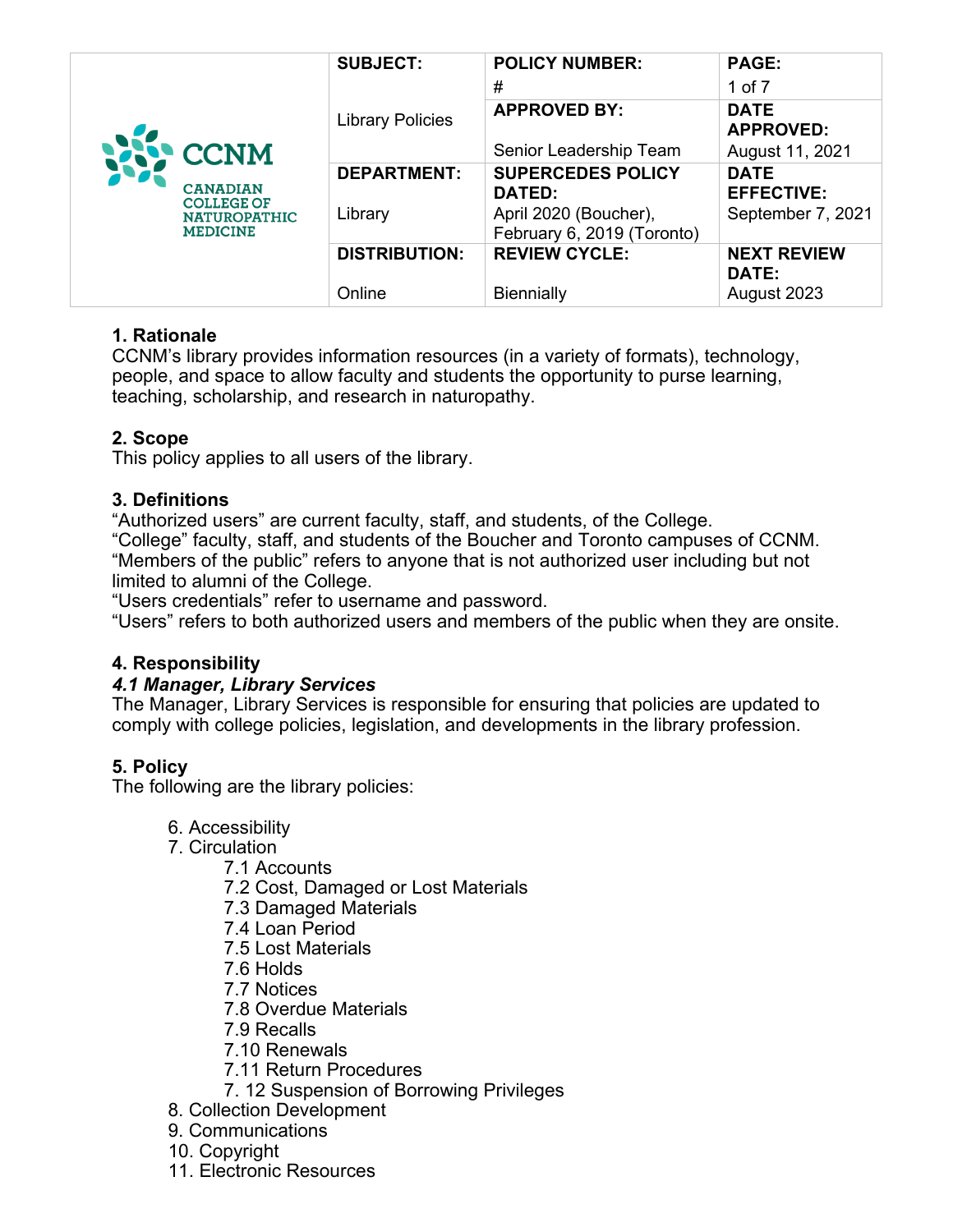| CCNM CANADIAN COLLEGE OF NATUROPATHIC MEDICINE | SUBJECT: | POLICY NUMBER: | PAGE: |
|---|---|---|---|
| | Library Policies | # | 1 of 7 |
| | | APPROVED BY: Senior Leadership Team | DATE APPROVED: August 11, 2021 |
| | DEPARTMENT: Library | SUPERCEDES POLICY DATED: April 2020 (Boucher), February 6, 2019 (Toronto) | DATE EFFECTIVE: September 7, 2021 |
| | DISTRIBUTION: Online | REVIEW CYCLE: Biennially | NEXT REVIEW DATE: August 2023 |

## 1. Rationale

CCNM's library provides information resources (in a variety of formats), technology, people, and space to allow faculty and students the opportunity to purse learning, teaching, scholarship, and research in naturopathy.

## 2. Scope

This policy applies to all users of the library.

## 3. Definitions

"Authorized users" are current faculty, staff, and students, of the College.
"College" faculty, staff, and students of the Boucher and Toronto campuses of CCNM.
"Members of the public" refers to anyone that is not authorized user including but not limited to alumni of the College.
"Users credentials" refer to username and password.
"Users" refers to both authorized users and members of the public when they are onsite.

## 4. Responsibility

### *4.1 Manager, Library Services*

The Manager, Library Services is responsible for ensuring that policies are updated to comply with college policies, legislation, and developments in the library profession.

## 5. Policy

The following are the library policies:

- 6. Accessibility
- 7. Circulation
  - 7.1 Accounts
  - 7.2 Cost, Damaged or Lost Materials
  - 7.3 Damaged Materials
  - 7.4 Loan Period
  - 7.5 Lost Materials
  - 7.6 Holds
  - 7.7 Notices
  - 7.8 Overdue Materials
  - 7.9 Recalls
  - 7.10 Renewals
  - 7.11 Return Procedures
  - 7. 12 Suspension of Borrowing Privileges
- 8. Collection Development
- 9. Communications
- 10. Copyright
- 11. Electronic Resources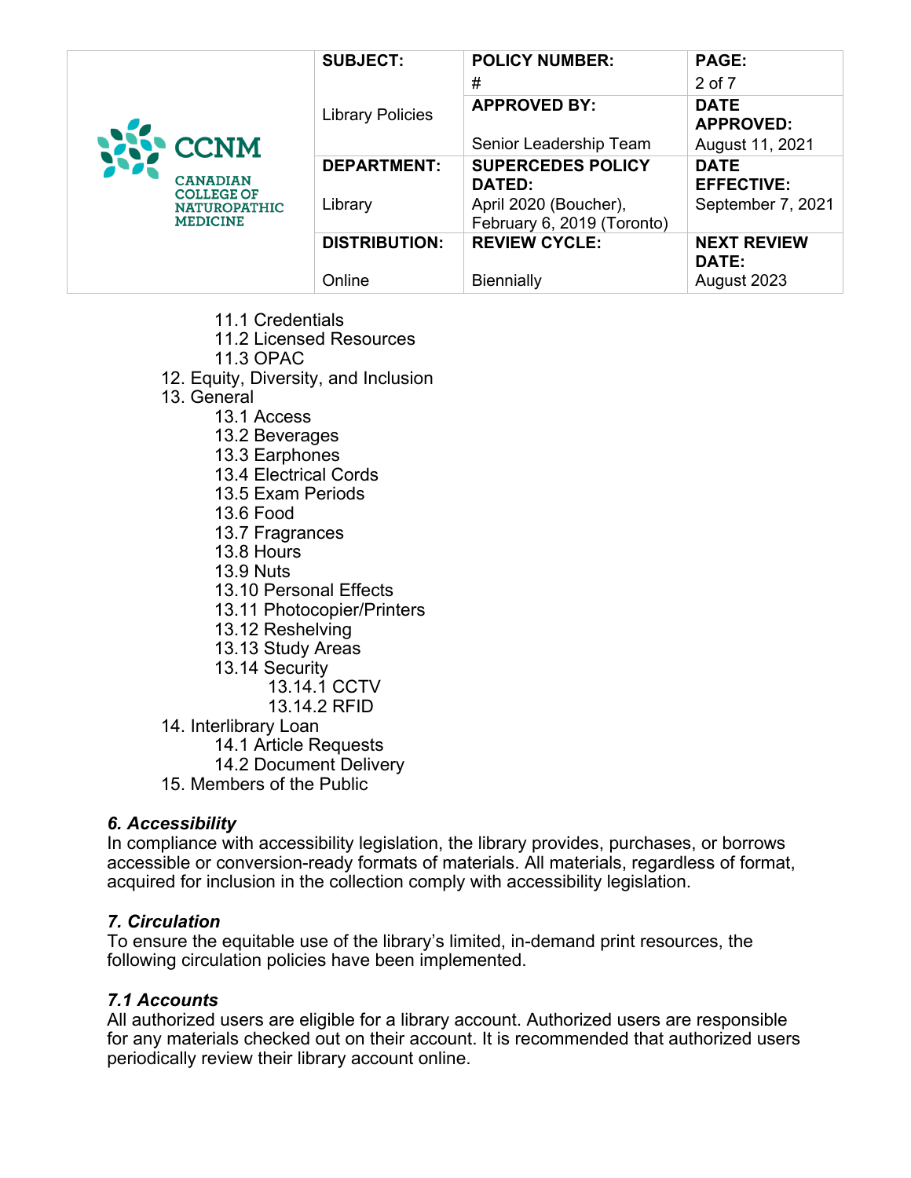- 11.1 Credentials
    - 11.2 Licensed Resources
    - 11.3 OPAC
- 12. Equity, Diversity, and Inclusion
- 13. General
    - 13.1 Access
    - 13.2 Beverages
    - 13.3 Earphones
    - 13.4 Electrical Cords
    - 13.5 Exam Periods
    - 13.6 Food
    - 13.7 Fragrances
    - 13.8 Hours
    - 13.9 Nuts
    - 13.10 Personal Effects
    - 13.11 Photocopier/Printers
    - 13.12 Reshelving
    - 13.13 Study Areas
    - 13.14 Security
        - 13.14.1 CCTV
        - 13.14.2 RFID
- 14. Interlibrary Loan
    - 14.1 Article Requests
    - 14.2 Document Delivery
- 15. Members of the Public

### *6. Accessibility*

In compliance with accessibility legislation, the library provides, purchases, or borrows accessible or conversion-ready formats of materials. All materials, regardless of format, acquired for inclusion in the collection comply with accessibility legislation.

### *7. Circulation*

To ensure the equitable use of the library's limited, in-demand print resources, the following circulation policies have been implemented.

### *7.1 Accounts*

All authorized users are eligible for a library account. Authorized users are responsible for any materials checked out on their account. It is recommended that authorized users periodically review their library account online.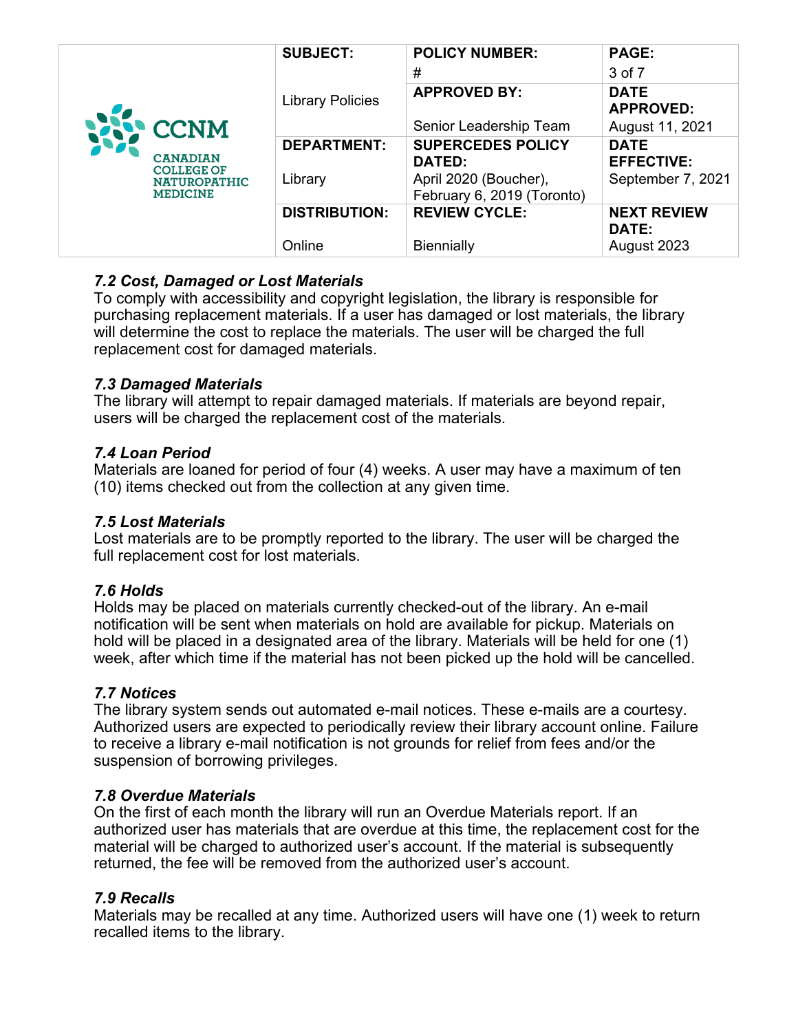### *7.2 Cost, Damaged or Lost Materials*

To comply with accessibility and copyright legislation, the library is responsible for purchasing replacement materials. If a user has damaged or lost materials, the library will determine the cost to replace the materials. The user will be charged the full replacement cost for damaged materials.

### *7.3 Damaged Materials*

The library will attempt to repair damaged materials. If materials are beyond repair, users will be charged the replacement cost of the materials.

### *7.4 Loan Period*

Materials are loaned for period of four (4) weeks. A user may have a maximum of ten (10) items checked out from the collection at any given time.

### *7.5 Lost Materials*

Lost materials are to be promptly reported to the library. The user will be charged the full replacement cost for lost materials.

### *7.6 Holds*

Holds may be placed on materials currently checked-out of the library. An e-mail notification will be sent when materials on hold are available for pickup. Materials on hold will be placed in a designated area of the library. Materials will be held for one (1) week, after which time if the material has not been picked up the hold will be cancelled.

### *7.7 Notices*

The library system sends out automated e-mail notices. These e-mails are a courtesy. Authorized users are expected to periodically review their library account online. Failure to receive a library e-mail notification is not grounds for relief from fees and/or the suspension of borrowing privileges.

### *7.8 Overdue Materials*

On the first of each month the library will run an Overdue Materials report. If an authorized user has materials that are overdue at this time, the replacement cost for the material will be charged to authorized user's account. If the material is subsequently returned, the fee will be removed from the authorized user's account.

### *7.9 Recalls*

Materials may be recalled at any time. Authorized users will have one (1) week to return recalled items to the library.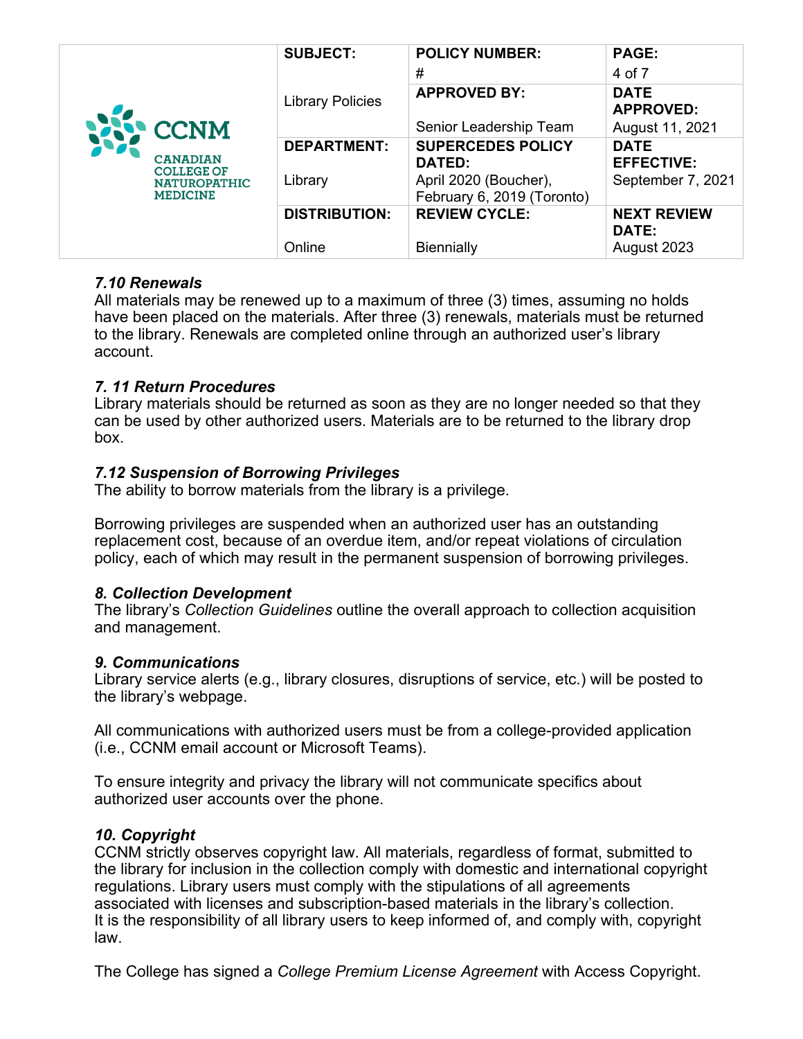### *7.10 Renewals*

All materials may be renewed up to a maximum of three (3) times, assuming no holds have been placed on the materials. After three (3) renewals, materials must be returned to the library. Renewals are completed online through an authorized user's library account.

### *7. 11 Return Procedures*

Library materials should be returned as soon as they are no longer needed so that they can be used by other authorized users. Materials are to be returned to the library drop box.

### *7.12 Suspension of Borrowing Privileges*

The ability to borrow materials from the library is a privilege.

Borrowing privileges are suspended when an authorized user has an outstanding replacement cost, because of an overdue item, and/or repeat violations of circulation policy, each of which may result in the permanent suspension of borrowing privileges.

## *8. Collection Development*

The library's *Collection Guidelines* outline the overall approach to collection acquisition and management.

## *9. Communications*

Library service alerts (e.g., library closures, disruptions of service, etc.) will be posted to the library's webpage.

All communications with authorized users must be from a college-provided application (i.e., CCNM email account or Microsoft Teams).

To ensure integrity and privacy the library will not communicate specifics about authorized user accounts over the phone.

## *10. Copyright*

CCNM strictly observes copyright law. All materials, regardless of format, submitted to the library for inclusion in the collection comply with domestic and international copyright regulations. Library users must comply with the stipulations of all agreements associated with licenses and subscription-based materials in the library's collection. It is the responsibility of all library users to keep informed of, and comply with, copyright law.

The College has signed a *College Premium License Agreement* with Access Copyright.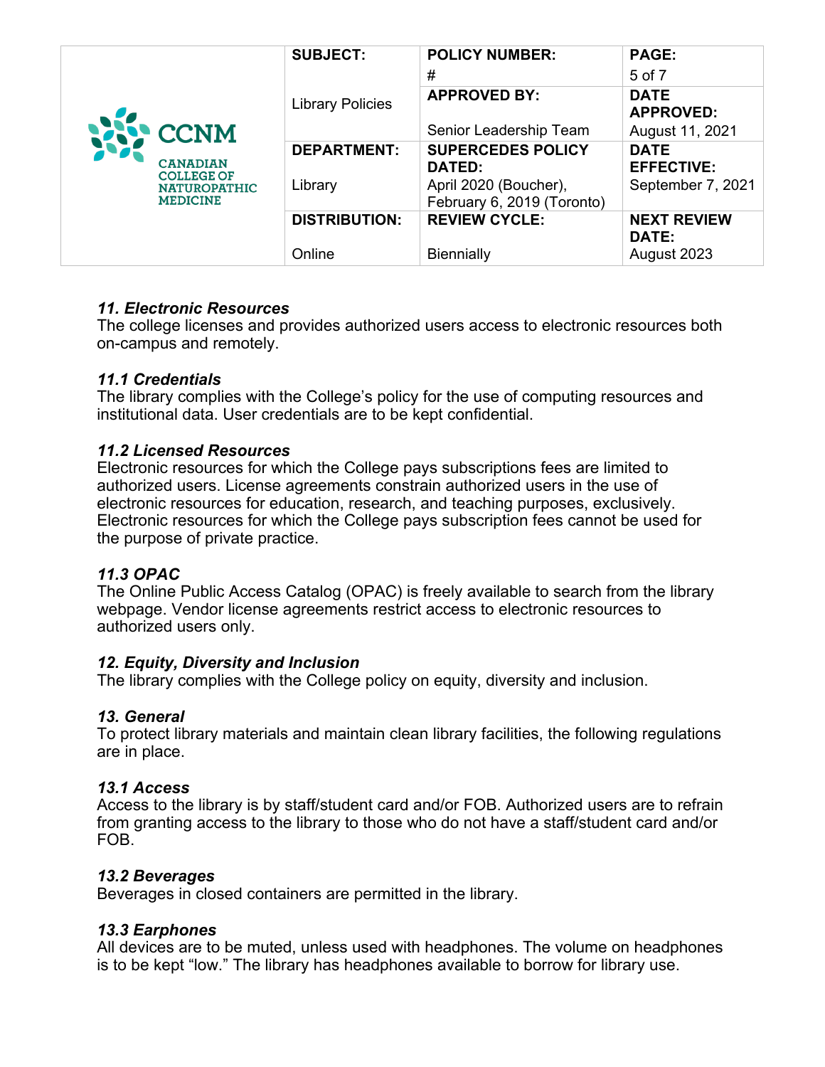### *11. Electronic Resources*
The college licenses and provides authorized users access to electronic resources both on-campus and remotely.

### *11.1 Credentials*
The library complies with the College's policy for the use of computing resources and institutional data. User credentials are to be kept confidential.

### *11.2 Licensed Resources*
Electronic resources for which the College pays subscriptions fees are limited to authorized users. License agreements constrain authorized users in the use of electronic resources for education, research, and teaching purposes, exclusively. Electronic resources for which the College pays subscription fees cannot be used for the purpose of private practice.

### *11.3 OPAC*
The Online Public Access Catalog (OPAC) is freely available to search from the library webpage. Vendor license agreements restrict access to electronic resources to authorized users only.

### *12. Equity, Diversity and Inclusion*
The library complies with the College policy on equity, diversity and inclusion.

### *13. General*
To protect library materials and maintain clean library facilities, the following regulations are in place.

### *13.1 Access*
Access to the library is by staff/student card and/or FOB. Authorized users are to refrain from granting access to the library to those who do not have a staff/student card and/or FOB.

### *13.2 Beverages*
Beverages in closed containers are permitted in the library.

### *13.3 Earphones*
All devices are to be muted, unless used with headphones. The volume on headphones is to be kept "low." The library has headphones available to borrow for library use.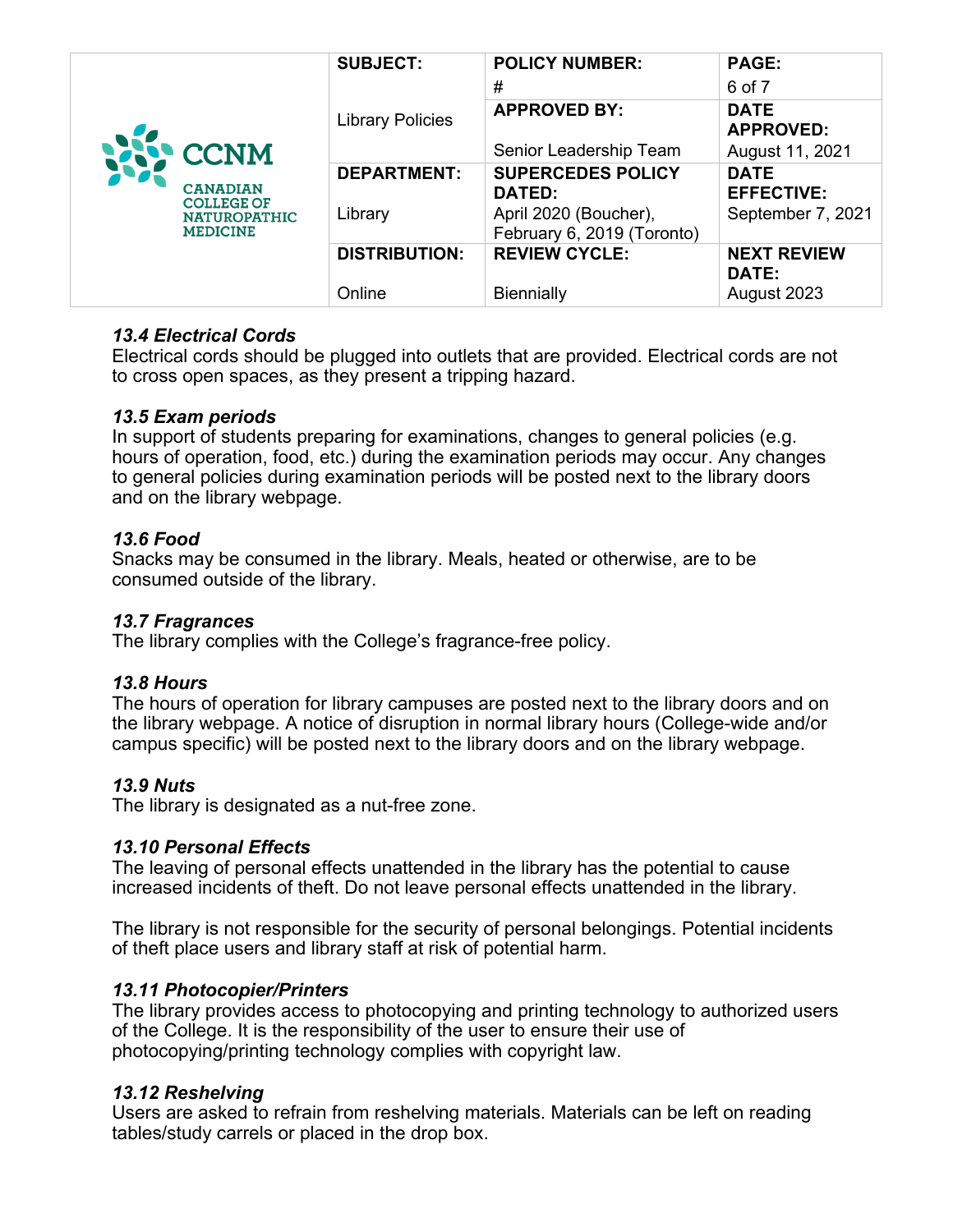| | SUBJECT: | POLICY NUMBER: | PAGE: |
|---|---|---|---|
| CCNM CANADIAN COLLEGE OF NATUROPATHIC MEDICINE | Library Policies | # | 6 of 7 |
| | | APPROVED BY: Senior Leadership Team | DATE APPROVED: August 11, 2021 |
| | DEPARTMENT: Library | SUPERCEDES POLICY DATED: April 2020 (Boucher), February 6, 2019 (Toronto) | DATE EFFECTIVE: September 7, 2021 |
| | DISTRIBUTION: Online | REVIEW CYCLE: Biennially | NEXT REVIEW DATE: August 2023 |

### *13.4 Electrical Cords*

Electrical cords should be plugged into outlets that are provided. Electrical cords are not to cross open spaces, as they present a tripping hazard.

### *13.5 Exam periods*

In support of students preparing for examinations, changes to general policies (e.g. hours of operation, food, etc.) during the examination periods may occur. Any changes to general policies during examination periods will be posted next to the library doors and on the library webpage.

### *13.6 Food*

Snacks may be consumed in the library. Meals, heated or otherwise, are to be consumed outside of the library.

### *13.7 Fragrances*

The library complies with the College's fragrance-free policy.

### *13.8 Hours*

The hours of operation for library campuses are posted next to the library doors and on the library webpage. A notice of disruption in normal library hours (College-wide and/or campus specific) will be posted next to the library doors and on the library webpage.

### *13.9 Nuts*

The library is designated as a nut-free zone.

### *13.10 Personal Effects*

The leaving of personal effects unattended in the library has the potential to cause increased incidents of theft. Do not leave personal effects unattended in the library.

The library is not responsible for the security of personal belongings. Potential incidents of theft place users and library staff at risk of potential harm.

### *13.11 Photocopier/Printers*

The library provides access to photocopying and printing technology to authorized users of the College. It is the responsibility of the user to ensure their use of photocopying/printing technology complies with copyright law.

### *13.12 Reshelving*

Users are asked to refrain from reshelving materials. Materials can be left on reading tables/study carrels or placed in the drop box.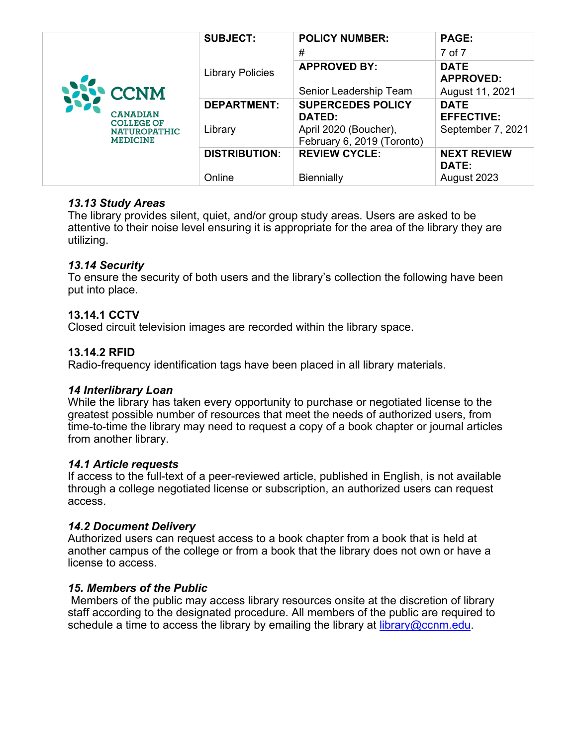| | SUBJECT: | POLICY NUMBER: | PAGE: |
|---|---|---|---|
| CCNM CANADIAN COLLEGE OF NATUROPATHIC MEDICINE | Library Policies | # | 7 of 7 |
| | | APPROVED BY: Senior Leadership Team | DATE APPROVED: August 11, 2021 |
| | DEPARTMENT: Library | SUPERCEDES POLICY DATED: April 2020 (Boucher), February 6, 2019 (Toronto) | DATE EFFECTIVE: September 7, 2021 |
| | DISTRIBUTION: Online | REVIEW CYCLE: Biennially | NEXT REVIEW DATE: August 2023 |

### *13.13 Study Areas*

The library provides silent, quiet, and/or group study areas. Users are asked to be attentive to their noise level ensuring it is appropriate for the area of the library they are utilizing.

### *13.14 Security*

To ensure the security of both users and the library's collection the following have been put into place.

#### 13.14.1 CCTV

Closed circuit television images are recorded within the library space.

#### 13.14.2 RFID

Radio-frequency identification tags have been placed in all library materials.

### *14 Interlibrary Loan*

While the library has taken every opportunity to purchase or negotiated license to the greatest possible number of resources that meet the needs of authorized users, from time-to-time the library may need to request a copy of a book chapter or journal articles from another library.

### *14.1 Article requests*

If access to the full-text of a peer-reviewed article, published in English, is not available through a college negotiated license or subscription, an authorized users can request access.

### *14.2 Document Delivery*

Authorized users can request access to a book chapter from a book that is held at another campus of the college or from a book that the library does not own or have a license to access.

### *15. Members of the Public*

Members of the public may access library resources onsite at the discretion of library staff according to the designated procedure. All members of the public are required to schedule a time to access the library by emailing the library at library@ccnm.edu.